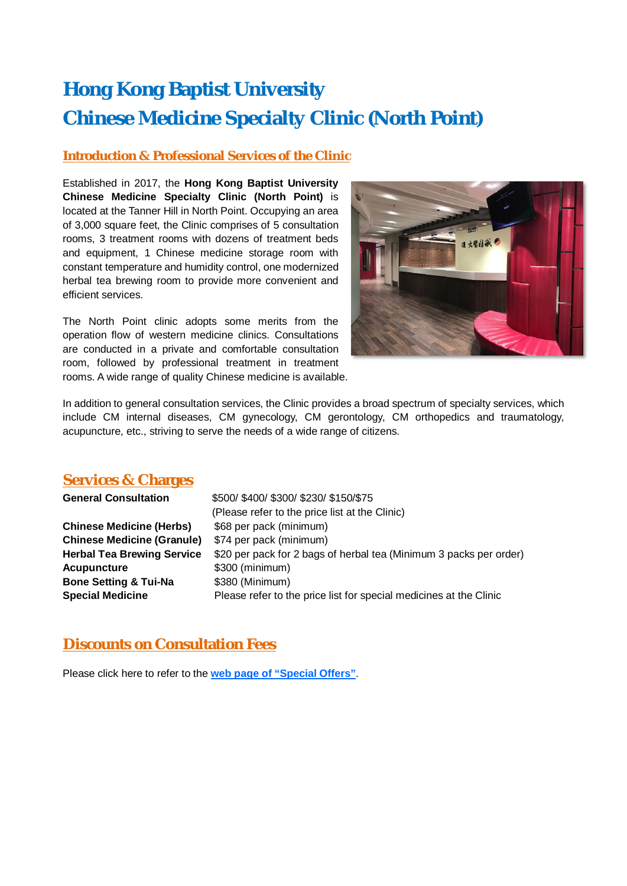# Hong Kong Baptist University
# Chinese Medicine Specialty Clinic (North Point)

## Introduction & Professional Services of the Clinic

Established in 2017, the **Hong Kong Baptist University Chinese Medicine Specialty Clinic (North Point)** is located at the Tanner Hill in North Point. Occupying an area of 3,000 square feet, the Clinic comprises of 5 consultation rooms, 3 treatment rooms with dozens of treatment beds and equipment, 1 Chinese medicine storage room with constant temperature and humidity control, one modernized herbal tea brewing room to provide more convenient and efficient services.

The North Point clinic adopts some merits from the operation flow of western medicine clinics. Consultations are conducted in a private and comfortable consultation room, followed by professional treatment in treatment rooms. A wide range of quality Chinese medicine is available.

In addition to general consultation services, the Clinic provides a broad spectrum of specialty services, which include CM internal diseases, CM gynecology, CM gerontology, CM orthopedics and traumatology, acupuncture, etc., striving to serve the needs of a wide range of citizens.

## Services & Charges

| | |
|---|---|
| **General Consultation** | $500/ $400/ $300/ $230/ $150/$75 (Please refer to the price list at the Clinic) |
| **Chinese Medicine (Herbs)** | $68 per pack (minimum) |
| **Chinese Medicine (Granule)** | $74 per pack (minimum) |
| **Herbal Tea Brewing Service** | $20 per pack for 2 bags of herbal tea (Minimum 3 packs per order) |
| **Acupuncture** | $300 (minimum) |
| **Bone Setting & Tui-Na** | $380 (Minimum) |
| **Special Medicine** | Please refer to the price list for special medicines at the Clinic |

## Discounts on Consultation Fees

Please click here to refer to the **web page of "Special Offers"**.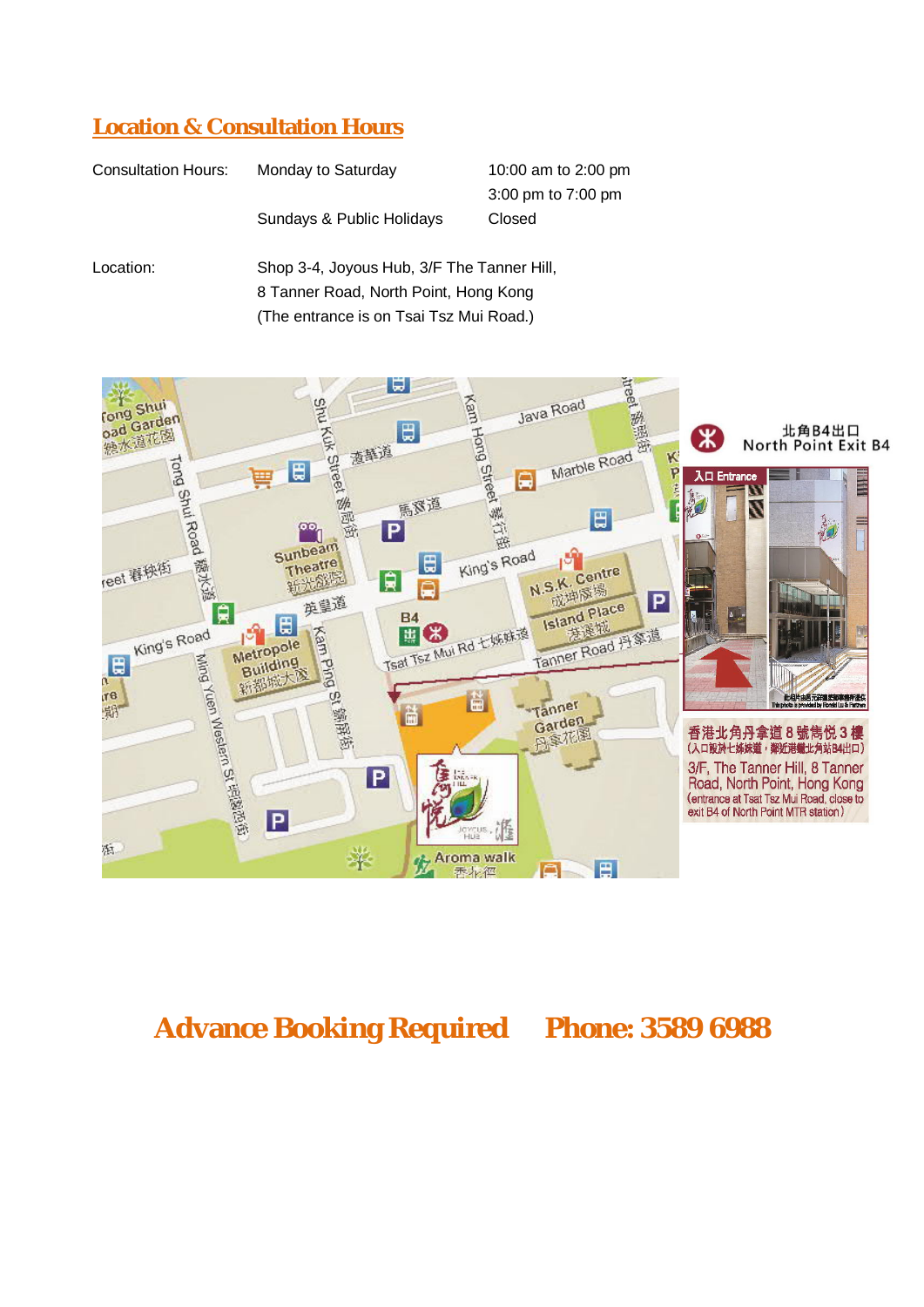## Location & Consultation Hours

| | | |
|---|---|---|
| Consultation Hours: | Monday to Saturday | 10:00 am to 2:00 pm<br>3:00 pm to 7:00 pm |
| | Sundays & Public Holidays | Closed |

| | |
|---|---|
| Location: | Shop 3-4, Joyous Hub, 3/F The Tanner Hill,<br>8 Tanner Road, North Point, Hong Kong<br>(The entrance is on Tsai Tsz Mui Road.) |

**Advance Booking Required     Phone: 3589 6988**